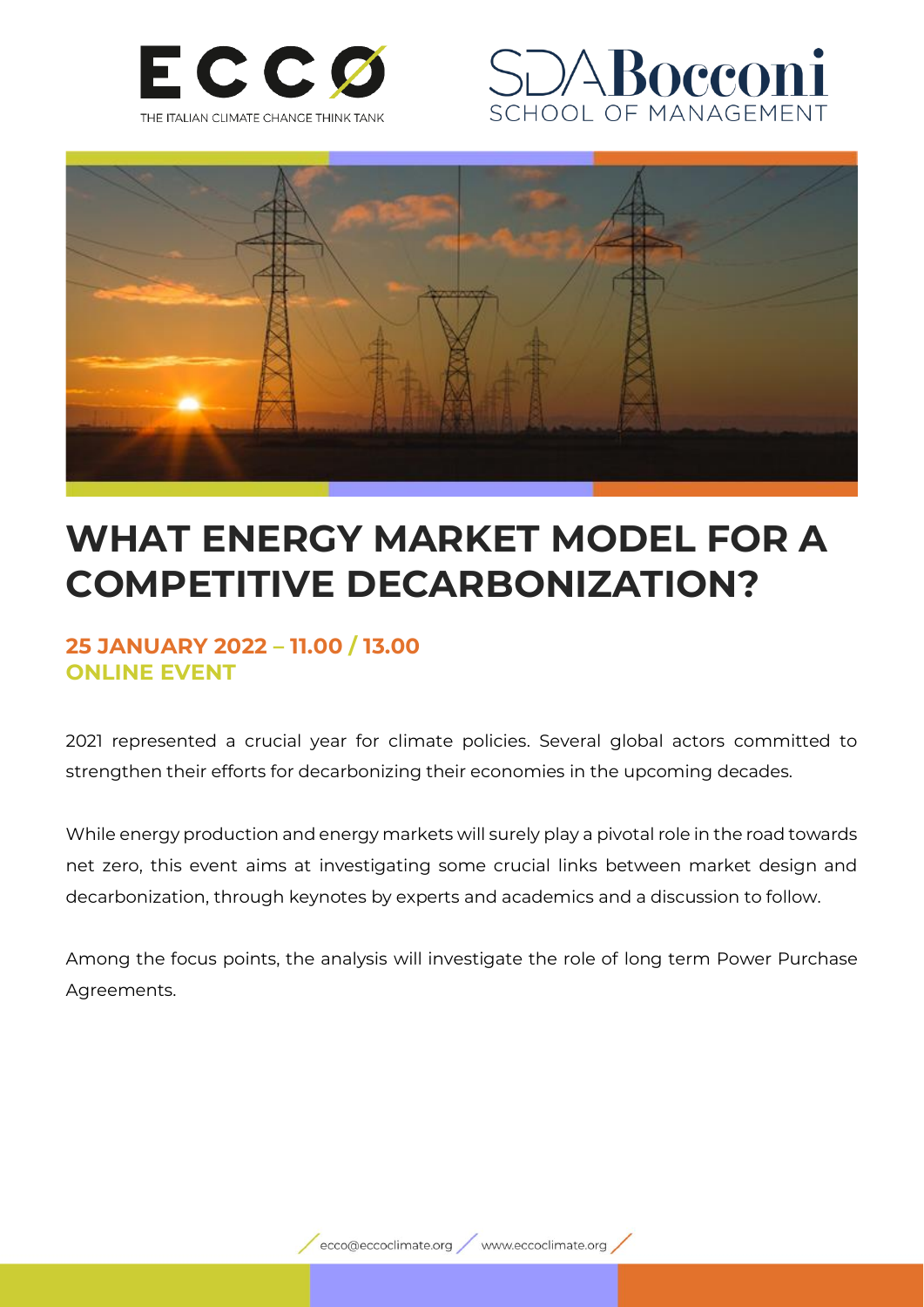ECCO
THE ITALIAN CLIMATE CHANGE THINK TANK

SDA Bocconi
SCHOOL OF MANAGEMENT

# WHAT ENERGY MARKET MODEL FOR A COMPETITIVE DECARBONIZATION?

**25 JANUARY 2022 – 11.00 / 13.00**
**ONLINE EVENT**

2021 represented a crucial year for climate policies. Several global actors committed to strengthen their efforts for decarbonizing their economies in the upcoming decades.

While energy production and energy markets will surely play a pivotal role in the road towards net zero, this event aims at investigating some crucial links between market design and decarbonization, through keynotes by experts and academics and a discussion to follow.

Among the focus points, the analysis will investigate the role of long term Power Purchase Agreements.

ecco@eccoclimate.org / www.eccoclimate.org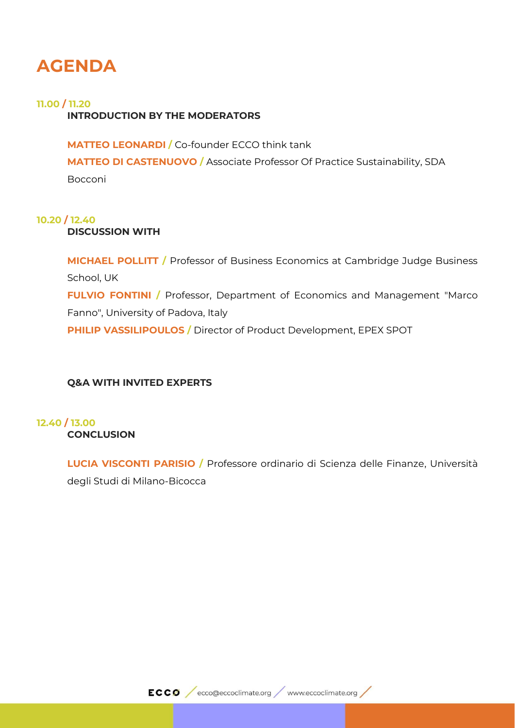# AGENDA

**11.00 / 11.20**

**INTRODUCTION BY THE MODERATORS**

**MATTEO LEONARDI /** Co-founder ECCO think tank

**MATTEO DI CASTENUOVO /** Associate Professor Of Practice Sustainability, SDA Bocconi

**10.20 / 12.40**

**DISCUSSION WITH**

**MICHAEL POLLITT /** Professor of Business Economics at Cambridge Judge Business School, UK

**FULVIO FONTINI /** Professor, Department of Economics and Management "Marco Fanno", University of Padova, Italy

**PHILIP VASSILIPOULOS /** Director of Product Development, EPEX SPOT

**Q&A WITH INVITED EXPERTS**

**12.40 / 13.00**

**CONCLUSION**

**LUCIA VISCONTI PARISIO /** Professore ordinario di Scienza delle Finanze, Università degli Studi di Milano-Bicocca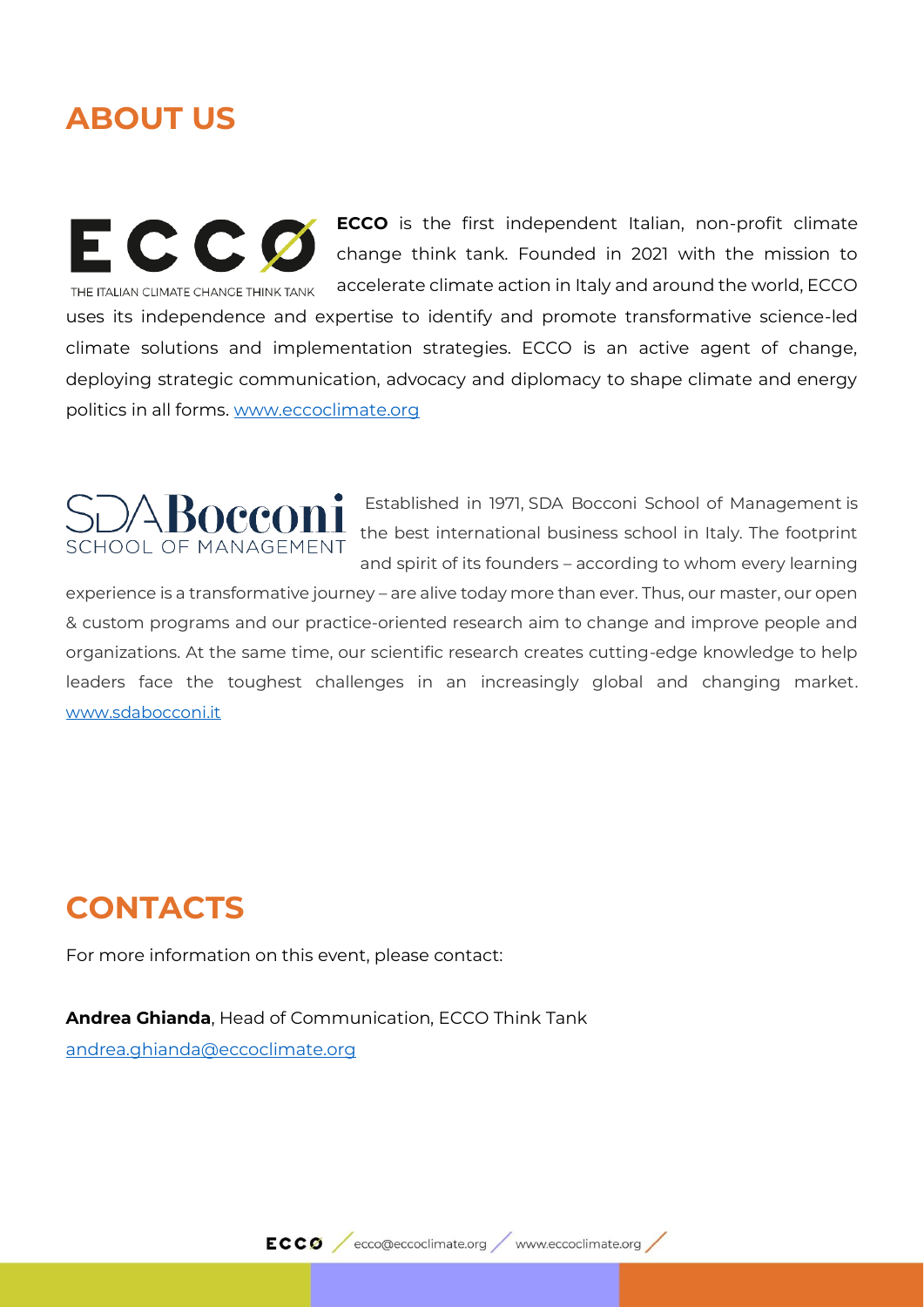## ABOUT US

**ECCO** is the first independent Italian, non-profit climate change think tank. Founded in 2021 with the mission to accelerate climate action in Italy and around the world, ECCO uses its independence and expertise to identify and promote transformative science-led climate solutions and implementation strategies. ECCO is an active agent of change, deploying strategic communication, advocacy and diplomacy to shape climate and energy politics in all forms. www.eccoclimate.org

Established in 1971, SDA Bocconi School of Management is the best international business school in Italy. The footprint and spirit of its founders – according to whom every learning experience is a transformative journey – are alive today more than ever. Thus, our master, our open & custom programs and our practice-oriented research aim to change and improve people and organizations. At the same time, our scientific research creates cutting-edge knowledge to help leaders face the toughest challenges in an increasingly global and changing market. www.sdabocconi.it

## CONTACTS

For more information on this event, please contact:

**Andrea Ghianda**, Head of Communication, ECCO Think Tank
andrea.ghianda@eccoclimate.org